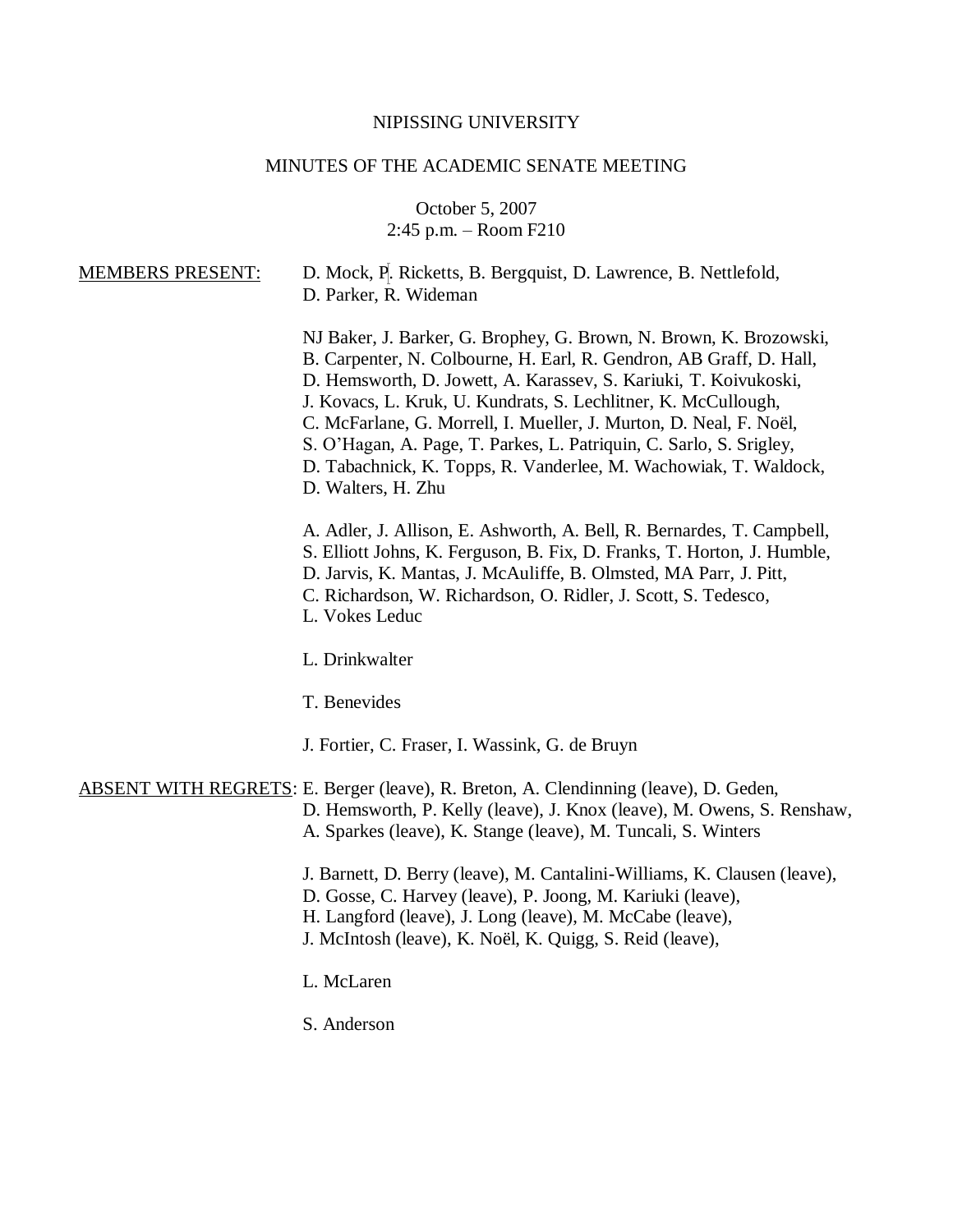NIPISSING UNIVERSITY

MINUTES OF THE ACADEMIC SENATE MEETING

October 5, 2007
2:45 p.m. – Room F210

MEMBERS PRESENT: D. Mock, P. Ricketts, B. Bergquist, D. Lawrence, B. Nettlefold, D. Parker, R. Wideman

NJ Baker, J. Barker, G. Brophey, G. Brown, N. Brown, K. Brozowski, B. Carpenter, N. Colbourne, H. Earl, R. Gendron, AB Graff, D. Hall, D. Hemsworth, D. Jowett, A. Karassev, S. Kariuki, T. Koivukoski, J. Kovacs, L. Kruk, U. Kundrats, S. Lechlitner, K. McCullough, C. McFarlane, G. Morrell, I. Mueller, J. Murton, D. Neal, F. Noël, S. O'Hagan, A. Page, T. Parkes, L. Patriquin, C. Sarlo, S. Srigley, D. Tabachnick, K. Topps, R. Vanderlee, M. Wachowiak, T. Waldock, D. Walters, H. Zhu

A. Adler, J. Allison, E. Ashworth, A. Bell, R. Bernardes, T. Campbell, S. Elliott Johns, K. Ferguson, B. Fix, D. Franks, T. Horton, J. Humble, D. Jarvis, K. Mantas, J. McAuliffe, B. Olmsted, MA Parr, J. Pitt, C. Richardson, W. Richardson, O. Ridler, J. Scott, S. Tedesco, L. Vokes Leduc

L. Drinkwalter

T. Benevides

J. Fortier, C. Fraser, I. Wassink, G. de Bruyn

ABSENT WITH REGRETS: E. Berger (leave), R. Breton, A. Clendinning (leave), D. Geden, D. Hemsworth, P. Kelly (leave), J. Knox (leave), M. Owens, S. Renshaw, A. Sparkes (leave), K. Stange (leave), M. Tuncali, S. Winters

J. Barnett, D. Berry (leave), M. Cantalini-Williams, K. Clausen (leave), D. Gosse, C. Harvey (leave), P. Joong, M. Kariuki (leave), H. Langford (leave), J. Long (leave), M. McCabe (leave), J. McIntosh (leave), K. Noël, K. Quigg, S. Reid (leave),

L. McLaren

S. Anderson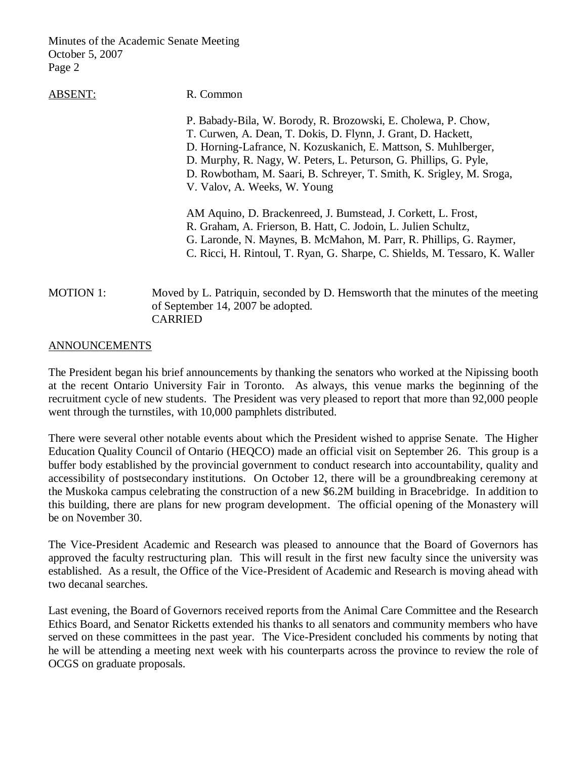ABSENT: R. Common

P. Babady-Bila, W. Borody, R. Brozowski, E. Cholewa, P. Chow, T. Curwen, A. Dean, T. Dokis, D. Flynn, J. Grant, D. Hackett, D. Horning-Lafrance, N. Kozuskanich, E. Mattson, S. Muhlberger, D. Murphy, R. Nagy, W. Peters, L. Peturson, G. Phillips, G. Pyle, D. Rowbotham, M. Saari, B. Schreyer, T. Smith, K. Srigley, M. Sroga, V. Valov, A. Weeks, W. Young

AM Aquino, D. Brackenreed, J. Bumstead, J. Corkett, L. Frost, R. Graham, A. Frierson, B. Hatt, C. Jodoin, L. Julien Schultz, G. Laronde, N. Maynes, B. McMahon, M. Parr, R. Phillips, G. Raymer, C. Ricci, H. Rintoul, T. Ryan, G. Sharpe, C. Shields, M. Tessaro, K. Waller

MOTION 1: Moved by L. Patriquin, seconded by D. Hemsworth that the minutes of the meeting of September 14, 2007 be adopted.
CARRIED

ANNOUNCEMENTS

The President began his brief announcements by thanking the senators who worked at the Nipissing booth at the recent Ontario University Fair in Toronto. As always, this venue marks the beginning of the recruitment cycle of new students. The President was very pleased to report that more than 92,000 people went through the turnstiles, with 10,000 pamphlets distributed.

There were several other notable events about which the President wished to apprise Senate. The Higher Education Quality Council of Ontario (HEQCO) made an official visit on September 26. This group is a buffer body established by the provincial government to conduct research into accountability, quality and accessibility of postsecondary institutions. On October 12, there will be a groundbreaking ceremony at the Muskoka campus celebrating the construction of a new $6.2M building in Bracebridge. In addition to this building, there are plans for new program development. The official opening of the Monastery will be on November 30.

The Vice-President Academic and Research was pleased to announce that the Board of Governors has approved the faculty restructuring plan. This will result in the first new faculty since the university was established. As a result, the Office of the Vice-President of Academic and Research is moving ahead with two decanal searches.

Last evening, the Board of Governors received reports from the Animal Care Committee and the Research Ethics Board, and Senator Ricketts extended his thanks to all senators and community members who have served on these committees in the past year. The Vice-President concluded his comments by noting that he will be attending a meeting next week with his counterparts across the province to review the role of OCGS on graduate proposals.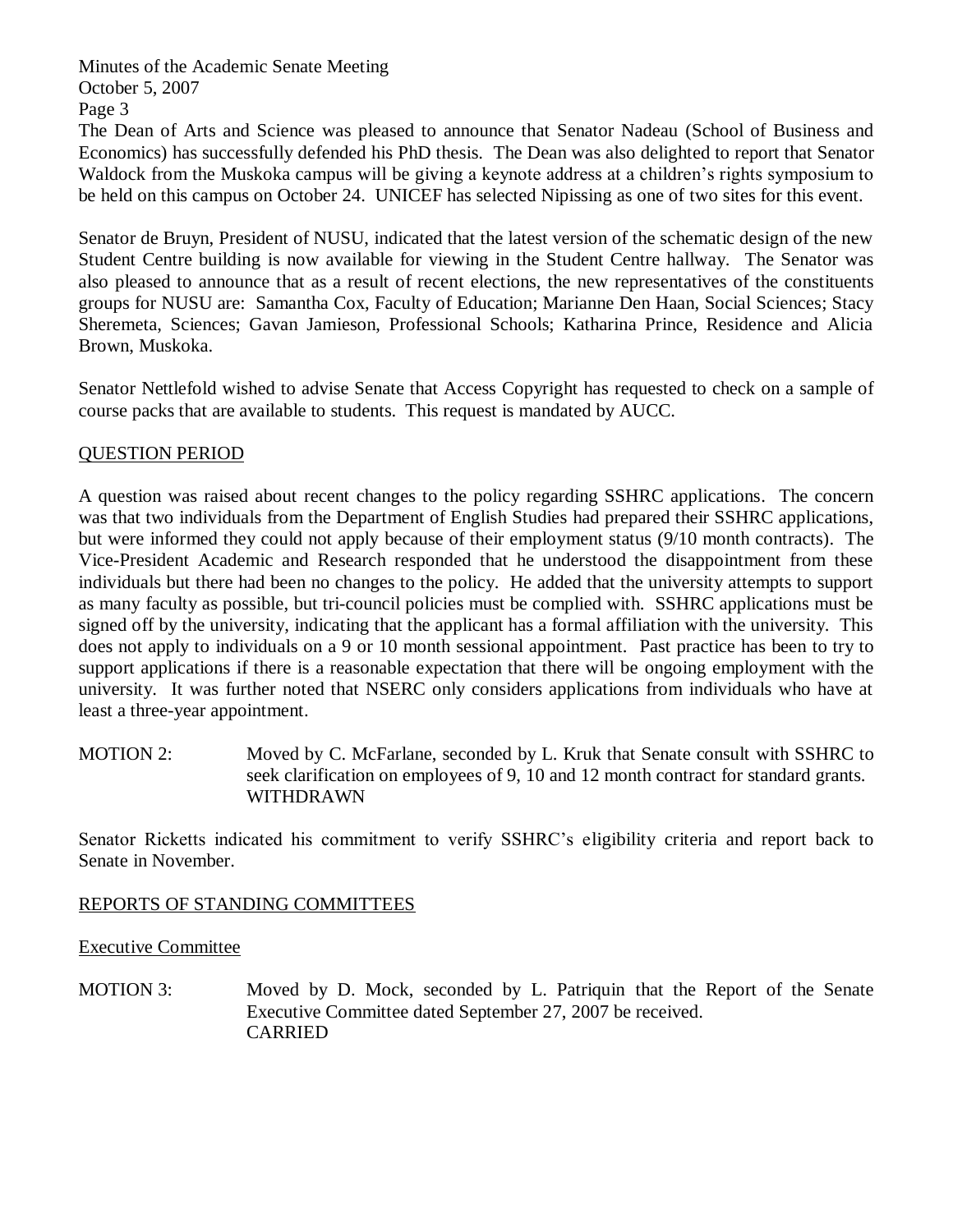The Dean of Arts and Science was pleased to announce that Senator Nadeau (School of Business and Economics) has successfully defended his PhD thesis. The Dean was also delighted to report that Senator Waldock from the Muskoka campus will be giving a keynote address at a children's rights symposium to be held on this campus on October 24. UNICEF has selected Nipissing as one of two sites for this event.

Senator de Bruyn, President of NUSU, indicated that the latest version of the schematic design of the new Student Centre building is now available for viewing in the Student Centre hallway. The Senator was also pleased to announce that as a result of recent elections, the new representatives of the constituents groups for NUSU are: Samantha Cox, Faculty of Education; Marianne Den Haan, Social Sciences; Stacy Sheremeta, Sciences; Gavan Jamieson, Professional Schools; Katharina Prince, Residence and Alicia Brown, Muskoka.

Senator Nettlefold wished to advise Senate that Access Copyright has requested to check on a sample of course packs that are available to students. This request is mandated by AUCC.

## QUESTION PERIOD

A question was raised about recent changes to the policy regarding SSHRC applications. The concern was that two individuals from the Department of English Studies had prepared their SSHRC applications, but were informed they could not apply because of their employment status (9/10 month contracts). The Vice-President Academic and Research responded that he understood the disappointment from these individuals but there had been no changes to the policy. He added that the university attempts to support as many faculty as possible, but tri-council policies must be complied with. SSHRC applications must be signed off by the university, indicating that the applicant has a formal affiliation with the university. This does not apply to individuals on a 9 or 10 month sessional appointment. Past practice has been to try to support applications if there is a reasonable expectation that there will be ongoing employment with the university. It was further noted that NSERC only considers applications from individuals who have at least a three-year appointment.

MOTION 2: Moved by C. McFarlane, seconded by L. Kruk that Senate consult with SSHRC to seek clarification on employees of 9, 10 and 12 month contract for standard grants.
WITHDRAWN

Senator Ricketts indicated his commitment to verify SSHRC's eligibility criteria and report back to Senate in November.

## REPORTS OF STANDING COMMITTEES

### Executive Committee

MOTION 3: Moved by D. Mock, seconded by L. Patriquin that the Report of the Senate Executive Committee dated September 27, 2007 be received.
CARRIED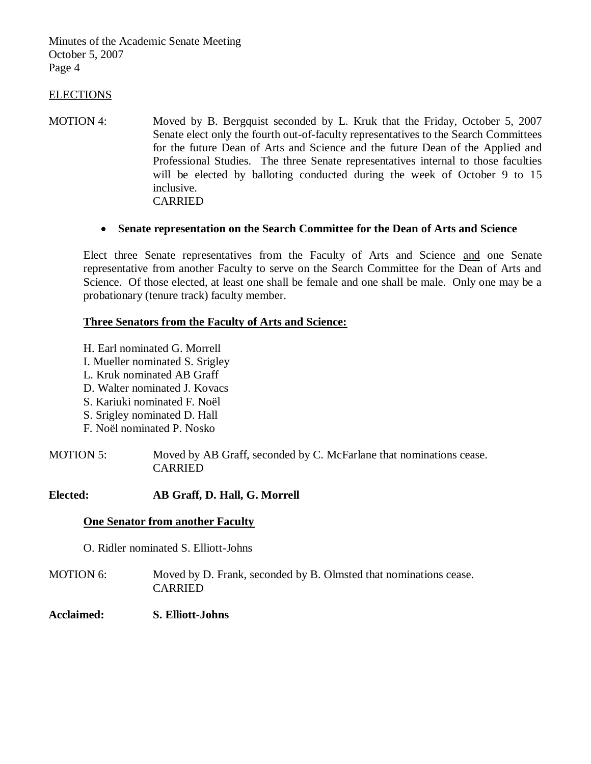## ELECTIONS

MOTION 4: Moved by B. Bergquist seconded by L. Kruk that the Friday, October 5, 2007 Senate elect only the fourth out-of-faculty representatives to the Search Committees for the future Dean of Arts and Science and the future Dean of the Applied and Professional Studies. The three Senate representatives internal to those faculties will be elected by balloting conducted during the week of October 9 to 15 inclusive.
CARRIED

- **Senate representation on the Search Committee for the Dean of Arts and Science**

Elect three Senate representatives from the Faculty of Arts and Science and one Senate representative from another Faculty to serve on the Search Committee for the Dean of Arts and Science. Of those elected, at least one shall be female and one shall be male. Only one may be a probationary (tenure track) faculty member.

**Three Senators from the Faculty of Arts and Science:**

H. Earl nominated G. Morrell
I. Mueller nominated S. Srigley
L. Kruk nominated AB Graff
D. Walter nominated J. Kovacs
S. Kariuki nominated F. Noël
S. Srigley nominated D. Hall
F. Noël nominated P. Nosko

MOTION 5: Moved by AB Graff, seconded by C. McFarlane that nominations cease.
CARRIED

**Elected: AB Graff, D. Hall, G. Morrell**

**One Senator from another Faculty**

O. Ridler nominated S. Elliott-Johns

MOTION 6: Moved by D. Frank, seconded by B. Olmsted that nominations cease.
CARRIED

**Acclaimed: S. Elliott-Johns**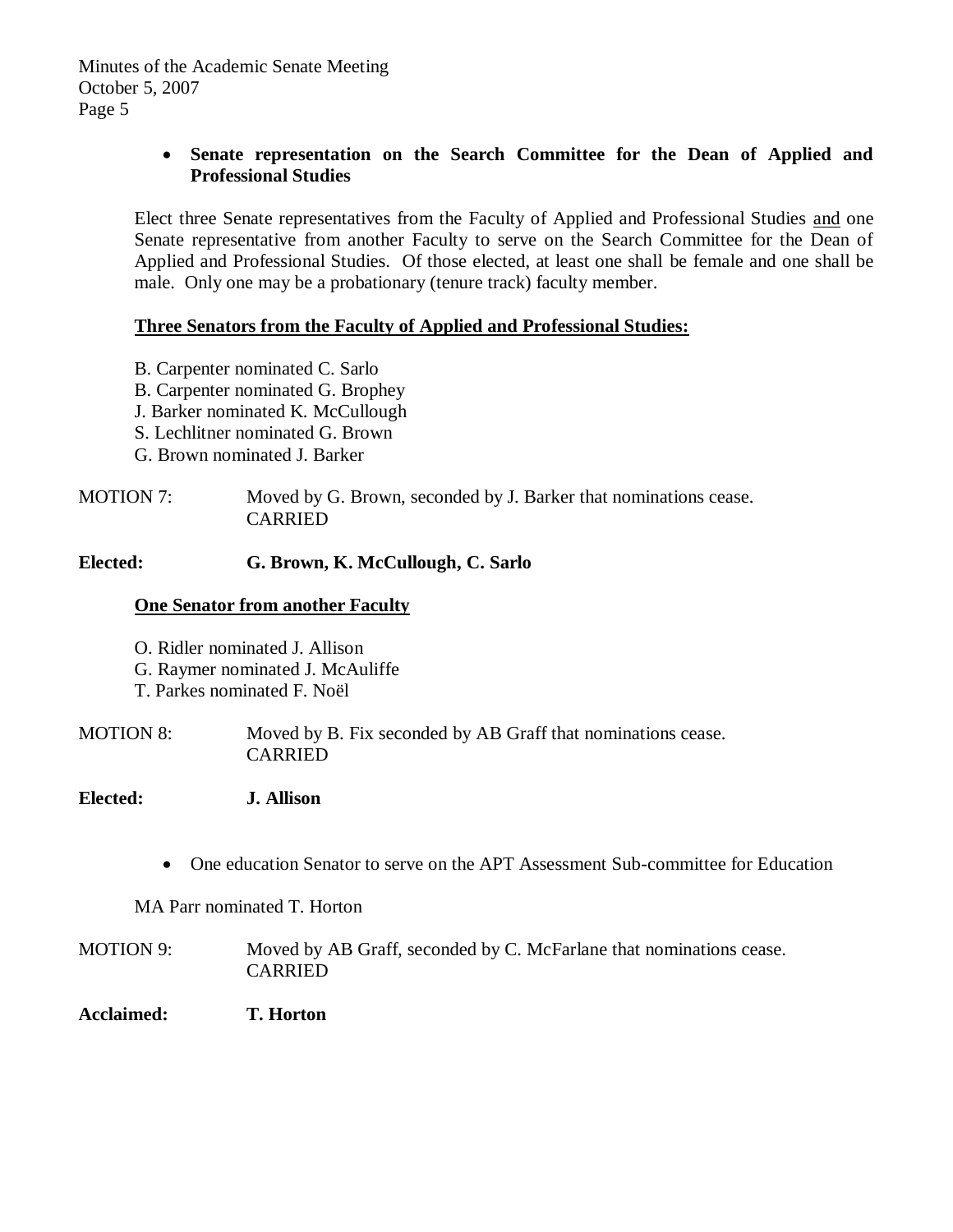- **Senate representation on the Search Committee for the Dean of Applied and Professional Studies**

Elect three Senate representatives from the Faculty of Applied and Professional Studies <u>and</u> one Senate representative from another Faculty to serve on the Search Committee for the Dean of Applied and Professional Studies. Of those elected, at least one shall be female and one shall be male. Only one may be a probationary (tenure track) faculty member.

**<u>Three Senators from the Faculty of Applied and Professional Studies:</u>**

B. Carpenter nominated C. Sarlo
B. Carpenter nominated G. Brophey
J. Barker nominated K. McCullough
S. Lechlitner nominated G. Brown
G. Brown nominated J. Barker

MOTION 7: Moved by G. Brown, seconded by J. Barker that nominations cease.
CARRIED

**Elected: G. Brown, K. McCullough, C. Sarlo**

**<u>One Senator from another Faculty</u>**

O. Ridler nominated J. Allison
G. Raymer nominated J. McAuliffe
T. Parkes nominated F. Noël

MOTION 8: Moved by B. Fix seconded by AB Graff that nominations cease.
CARRIED

**Elected: J. Allison**

- One education Senator to serve on the APT Assessment Sub-committee for Education

MA Parr nominated T. Horton

MOTION 9: Moved by AB Graff, seconded by C. McFarlane that nominations cease.
CARRIED

**Acclaimed: T. Horton**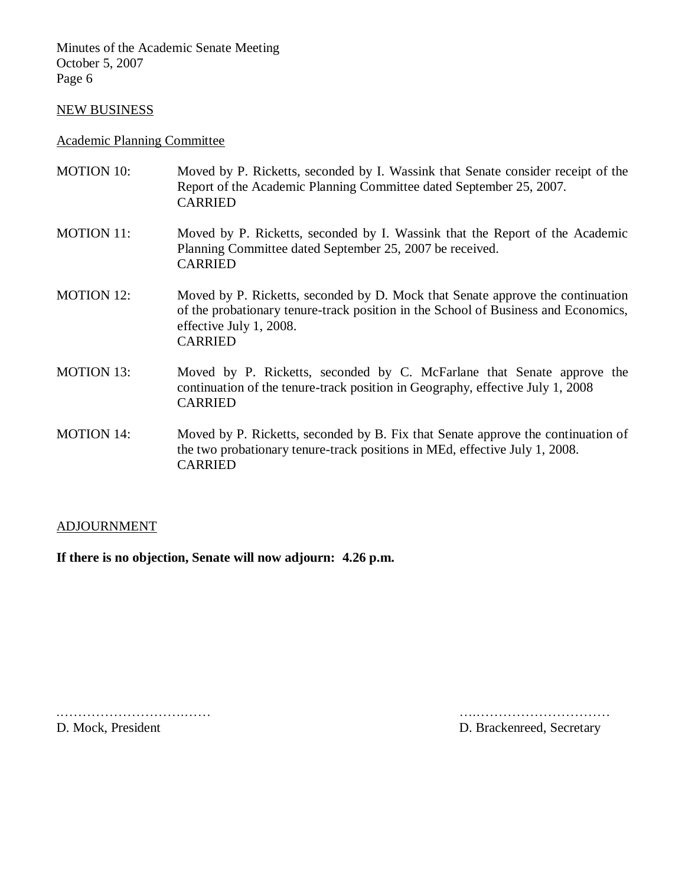## NEW BUSINESS

### Academic Planning Committee

MOTION 10: Moved by P. Ricketts, seconded by I. Wassink that Senate consider receipt of the Report of the Academic Planning Committee dated September 25, 2007.
CARRIED

MOTION 11: Moved by P. Ricketts, seconded by I. Wassink that the Report of the Academic Planning Committee dated September 25, 2007 be received.
CARRIED

MOTION 12: Moved by P. Ricketts, seconded by D. Mock that Senate approve the continuation of the probationary tenure-track position in the School of Business and Economics, effective July 1, 2008.
CARRIED

MOTION 13: Moved by P. Ricketts, seconded by C. McFarlane that Senate approve the continuation of the tenure-track position in Geography, effective July 1, 2008
CARRIED

MOTION 14: Moved by P. Ricketts, seconded by B. Fix that Senate approve the continuation of the two probationary tenure-track positions in MEd, effective July 1, 2008.
CARRIED

## ADJOURNMENT

**If there is no objection, Senate will now adjourn: 4.26 p.m.**

……………………………… ……………………………
D. Mock, President D. Brackenreed, Secretary